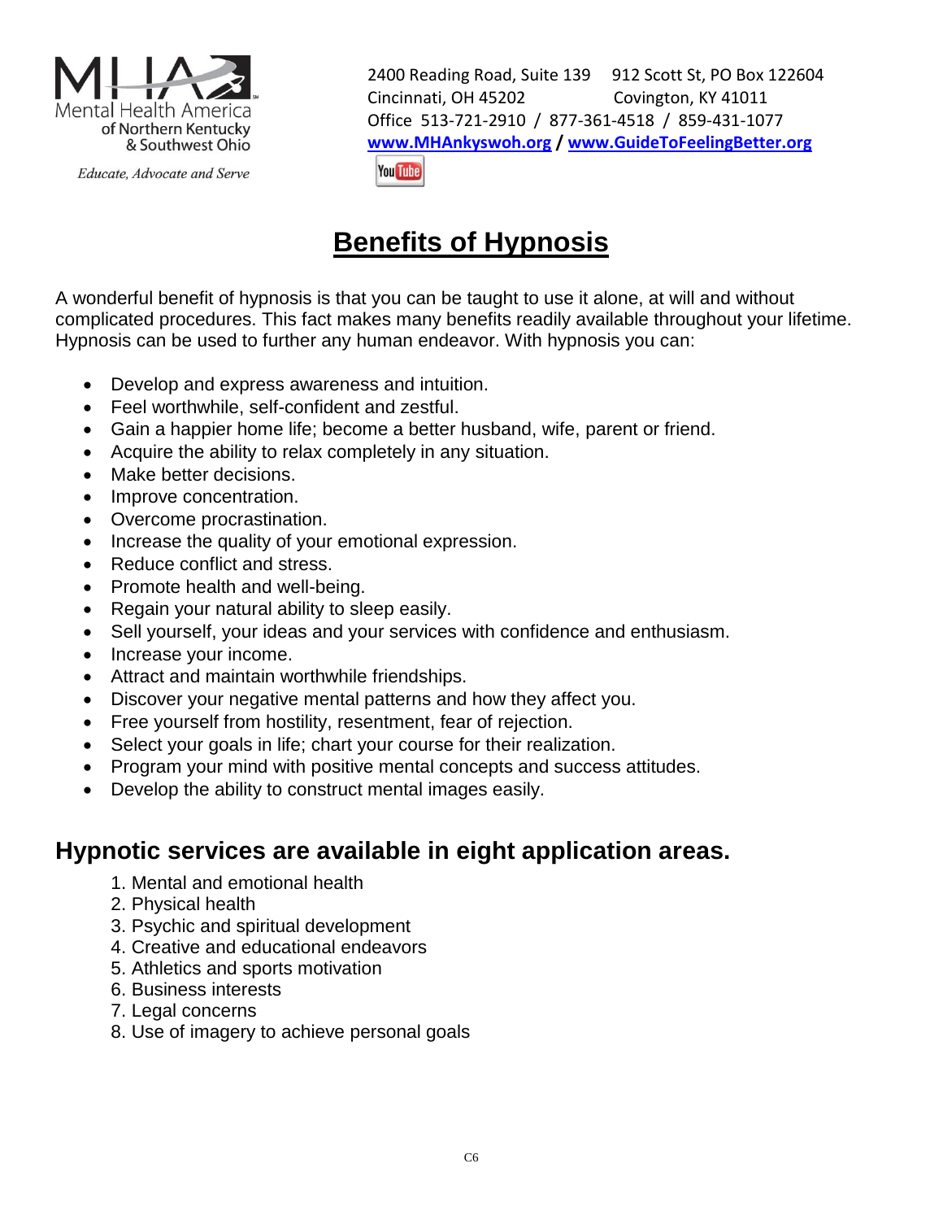Mental Health America of Northern Kentucky & Southwest Ohio

*Educate, Advocate and Serve*

2400 Reading Road, Suite 139 912 Scott St, PO Box 122604
Cincinnati, OH 45202 Covington, KY 41011
Office 513-721-2910 / 877-361-4518 / 859-431-1077
**www.MHAnkyswoh.org / www.GuideToFeelingBetter.org**

# Benefits of Hypnosis

A wonderful benefit of hypnosis is that you can be taught to use it alone, at will and without complicated procedures. This fact makes many benefits readily available throughout your lifetime. Hypnosis can be used to further any human endeavor. With hypnosis you can:

- Develop and express awareness and intuition.
- Feel worthwhile, self-confident and zestful.
- Gain a happier home life; become a better husband, wife, parent or friend.
- Acquire the ability to relax completely in any situation.
- Make better decisions.
- Improve concentration.
- Overcome procrastination.
- Increase the quality of your emotional expression.
- Reduce conflict and stress.
- Promote health and well-being.
- Regain your natural ability to sleep easily.
- Sell yourself, your ideas and your services with confidence and enthusiasm.
- Increase your income.
- Attract and maintain worthwhile friendships.
- Discover your negative mental patterns and how they affect you.
- Free yourself from hostility, resentment, fear of rejection.
- Select your goals in life; chart your course for their realization.
- Program your mind with positive mental concepts and success attitudes.
- Develop the ability to construct mental images easily.

## Hypnotic services are available in eight application areas.

1. Mental and emotional health
2. Physical health
3. Psychic and spiritual development
4. Creative and educational endeavors
5. Athletics and sports motivation
6. Business interests
7. Legal concerns
8. Use of imagery to achieve personal goals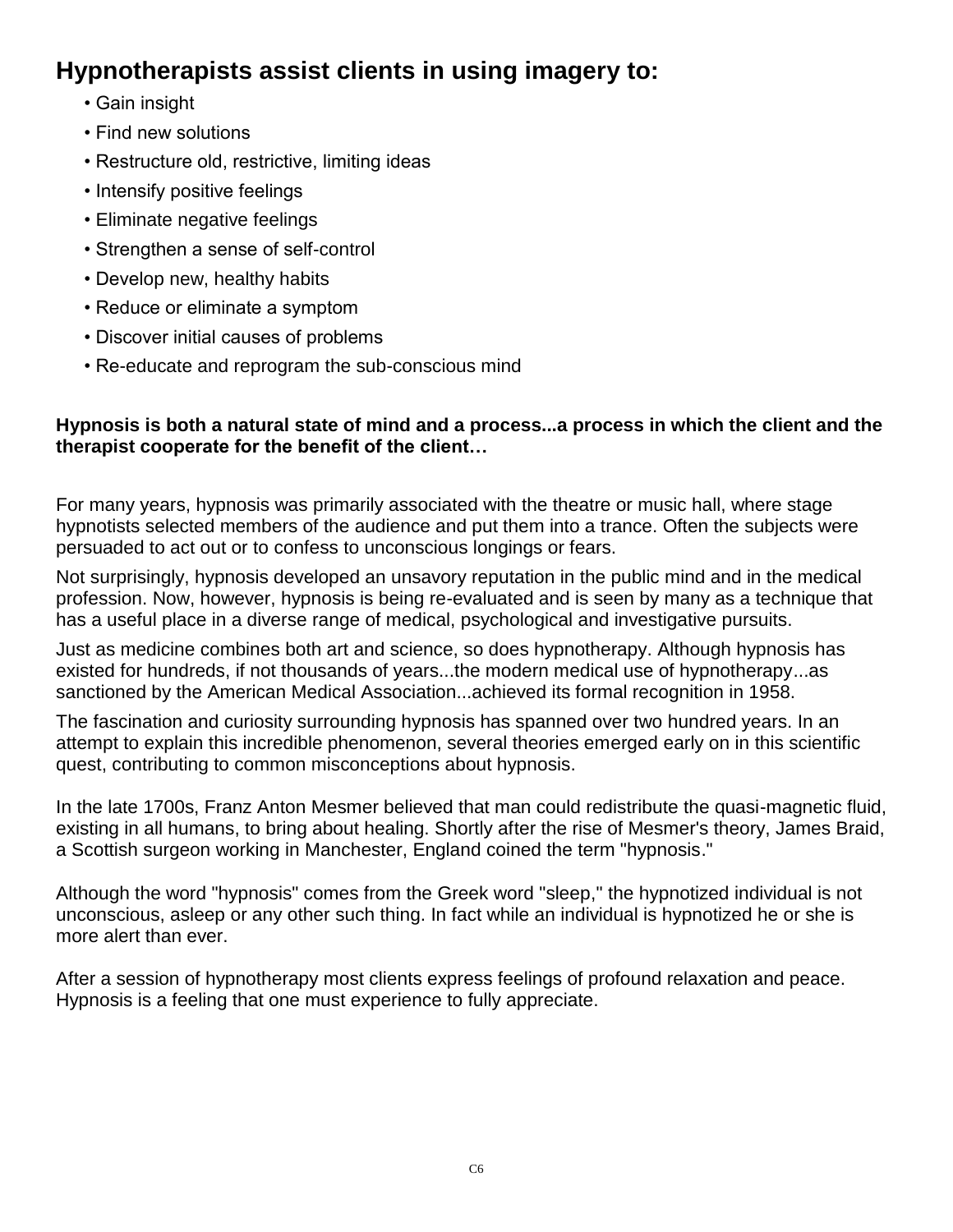## Hypnotherapists assist clients in using imagery to:

- Gain insight
- Find new solutions
- Restructure old, restrictive, limiting ideas
- Intensify positive feelings
- Eliminate negative feelings
- Strengthen a sense of self-control
- Develop new, healthy habits
- Reduce or eliminate a symptom
- Discover initial causes of problems
- Re-educate and reprogram the sub-conscious mind

**Hypnosis is both a natural state of mind and a process...a process in which the client and the therapist cooperate for the benefit of the client…**

For many years, hypnosis was primarily associated with the theatre or music hall, where stage hypnotists selected members of the audience and put them into a trance. Often the subjects were persuaded to act out or to confess to unconscious longings or fears.

Not surprisingly, hypnosis developed an unsavory reputation in the public mind and in the medical profession. Now, however, hypnosis is being re-evaluated and is seen by many as a technique that has a useful place in a diverse range of medical, psychological and investigative pursuits.

Just as medicine combines both art and science, so does hypnotherapy. Although hypnosis has existed for hundreds, if not thousands of years...the modern medical use of hypnotherapy...as sanctioned by the American Medical Association...achieved its formal recognition in 1958.

The fascination and curiosity surrounding hypnosis has spanned over two hundred years. In an attempt to explain this incredible phenomenon, several theories emerged early on in this scientific quest, contributing to common misconceptions about hypnosis.

In the late 1700s, Franz Anton Mesmer believed that man could redistribute the quasi-magnetic fluid, existing in all humans, to bring about healing. Shortly after the rise of Mesmer's theory, James Braid, a Scottish surgeon working in Manchester, England coined the term "hypnosis."

Although the word "hypnosis" comes from the Greek word "sleep," the hypnotized individual is not unconscious, asleep or any other such thing. In fact while an individual is hypnotized he or she is more alert than ever.

After a session of hypnotherapy most clients express feelings of profound relaxation and peace. Hypnosis is a feeling that one must experience to fully appreciate.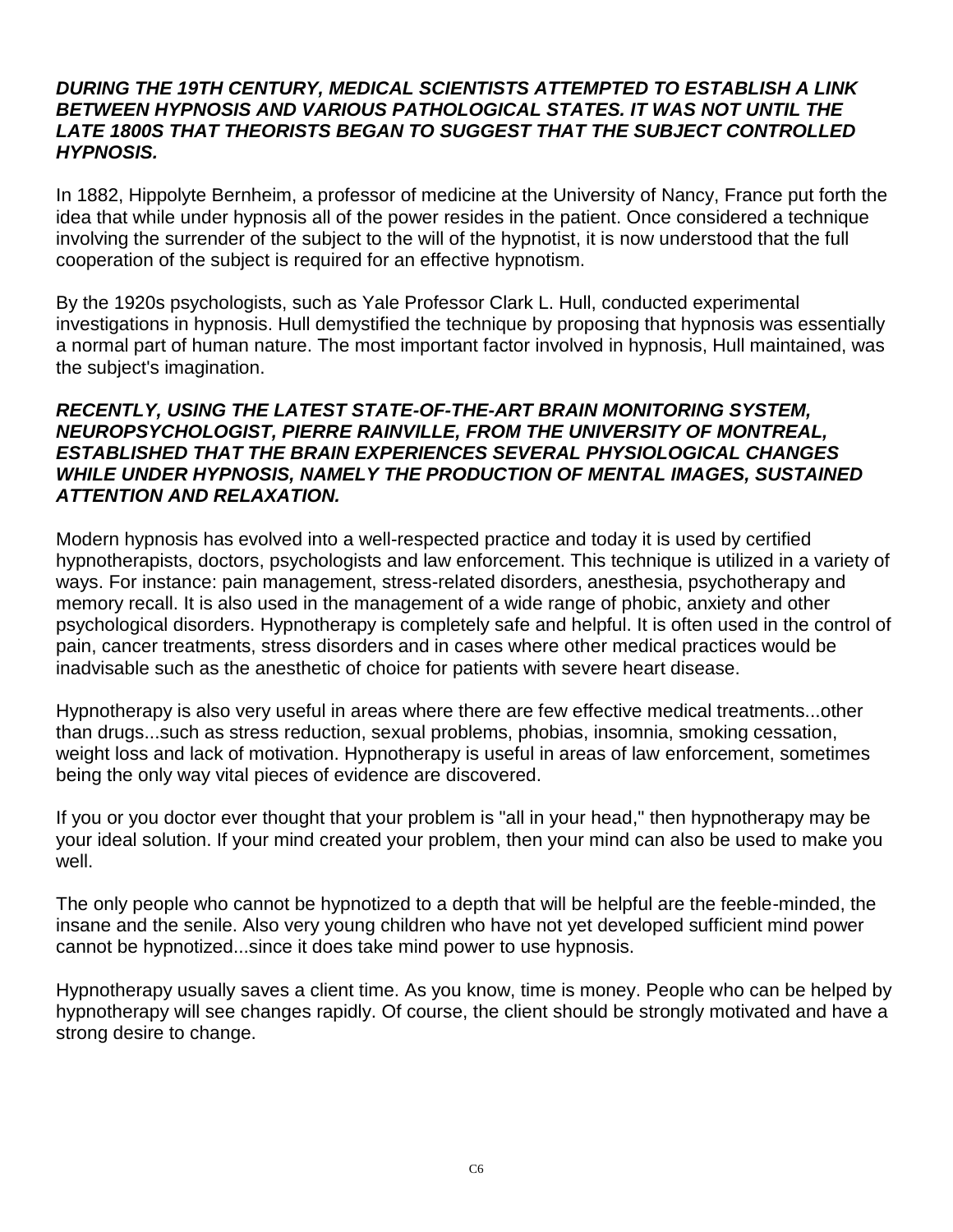***DURING THE 19TH CENTURY, MEDICAL SCIENTISTS ATTEMPTED TO ESTABLISH A LINK BETWEEN HYPNOSIS AND VARIOUS PATHOLOGICAL STATES. IT WAS NOT UNTIL THE LATE 1800S THAT THEORISTS BEGAN TO SUGGEST THAT THE SUBJECT CONTROLLED HYPNOSIS.***

In 1882, Hippolyte Bernheim, a professor of medicine at the University of Nancy, France put forth the idea that while under hypnosis all of the power resides in the patient. Once considered a technique involving the surrender of the subject to the will of the hypnotist, it is now understood that the full cooperation of the subject is required for an effective hypnotism.

By the 1920s psychologists, such as Yale Professor Clark L. Hull, conducted experimental investigations in hypnosis. Hull demystified the technique by proposing that hypnosis was essentially a normal part of human nature. The most important factor involved in hypnosis, Hull maintained, was the subject's imagination.

***RECENTLY, USING THE LATEST STATE-OF-THE-ART BRAIN MONITORING SYSTEM, NEUROPSYCHOLOGIST, PIERRE RAINVILLE, FROM THE UNIVERSITY OF MONTREAL, ESTABLISHED THAT THE BRAIN EXPERIENCES SEVERAL PHYSIOLOGICAL CHANGES WHILE UNDER HYPNOSIS, NAMELY THE PRODUCTION OF MENTAL IMAGES, SUSTAINED ATTENTION AND RELAXATION.***

Modern hypnosis has evolved into a well-respected practice and today it is used by certified hypnotherapists, doctors, psychologists and law enforcement. This technique is utilized in a variety of ways. For instance: pain management, stress-related disorders, anesthesia, psychotherapy and memory recall. It is also used in the management of a wide range of phobic, anxiety and other psychological disorders. Hypnotherapy is completely safe and helpful. It is often used in the control of pain, cancer treatments, stress disorders and in cases where other medical practices would be inadvisable such as the anesthetic of choice for patients with severe heart disease.

Hypnotherapy is also very useful in areas where there are few effective medical treatments...other than drugs...such as stress reduction, sexual problems, phobias, insomnia, smoking cessation, weight loss and lack of motivation. Hypnotherapy is useful in areas of law enforcement, sometimes being the only way vital pieces of evidence are discovered.

If you or you doctor ever thought that your problem is "all in your head," then hypnotherapy may be your ideal solution. If your mind created your problem, then your mind can also be used to make you well.

The only people who cannot be hypnotized to a depth that will be helpful are the feeble-minded, the insane and the senile. Also very young children who have not yet developed sufficient mind power cannot be hypnotized...since it does take mind power to use hypnosis.

Hypnotherapy usually saves a client time. As you know, time is money. People who can be helped by hypnotherapy will see changes rapidly. Of course, the client should be strongly motivated and have a strong desire to change.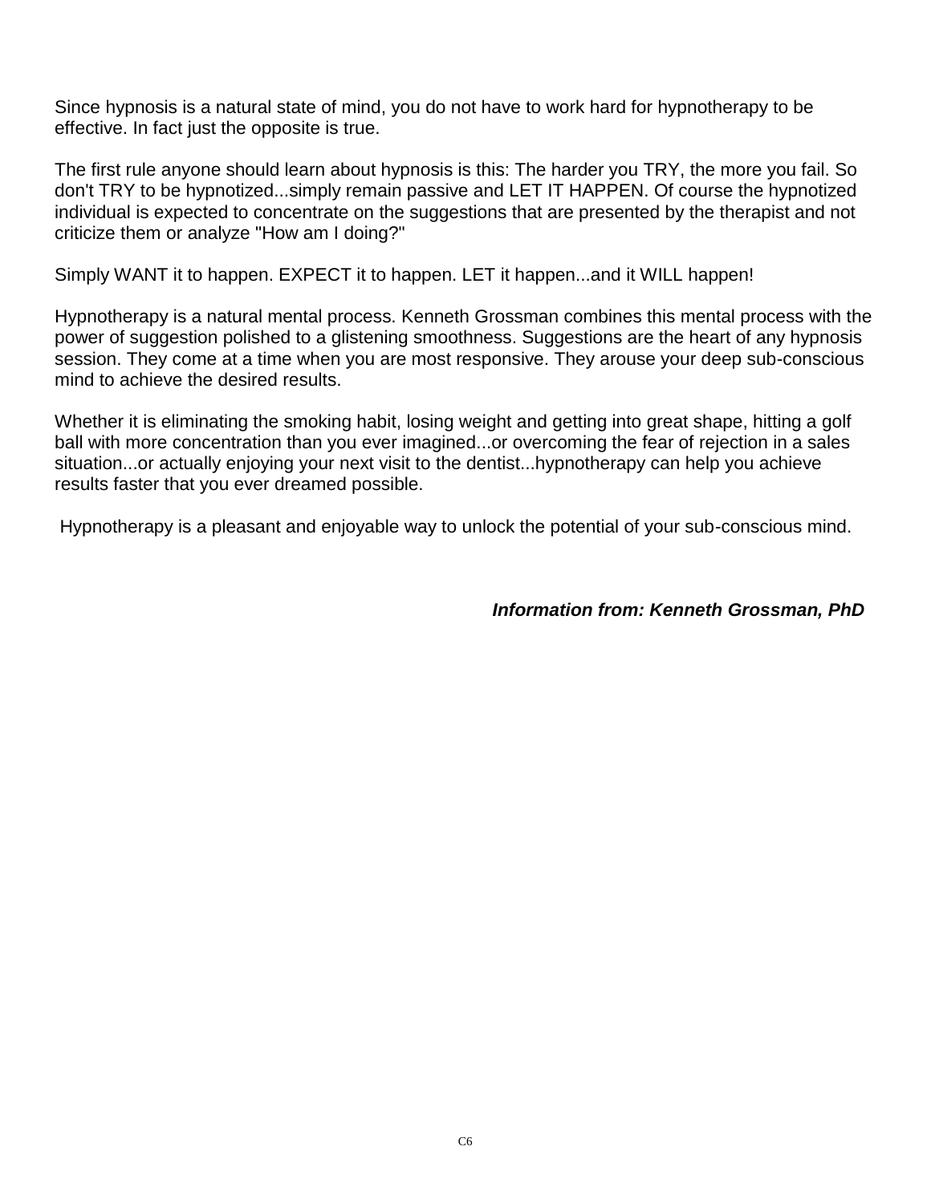Since hypnosis is a natural state of mind, you do not have to work hard for hypnotherapy to be effective. In fact just the opposite is true.

The first rule anyone should learn about hypnosis is this: The harder you TRY, the more you fail. So don't TRY to be hypnotized...simply remain passive and LET IT HAPPEN. Of course the hypnotized individual is expected to concentrate on the suggestions that are presented by the therapist and not criticize them or analyze "How am I doing?"

Simply WANT it to happen. EXPECT it to happen. LET it happen...and it WILL happen!

Hypnotherapy is a natural mental process. Kenneth Grossman combines this mental process with the power of suggestion polished to a glistening smoothness. Suggestions are the heart of any hypnosis session. They come at a time when you are most responsive. They arouse your deep sub-conscious mind to achieve the desired results.

Whether it is eliminating the smoking habit, losing weight and getting into great shape, hitting a golf ball with more concentration than you ever imagined...or overcoming the fear of rejection in a sales situation...or actually enjoying your next visit to the dentist...hypnotherapy can help you achieve results faster that you ever dreamed possible.

Hypnotherapy is a pleasant and enjoyable way to unlock the potential of your sub-conscious mind.

***Information from: Kenneth Grossman, PhD***